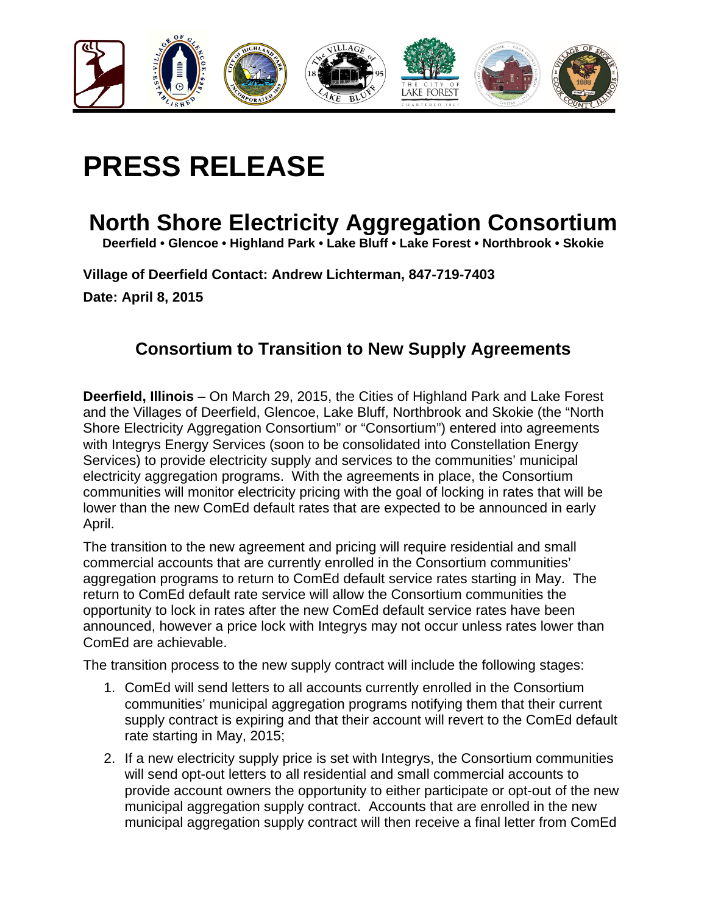#  PRESS RELEASE

## North Shore Electricity Aggregation Consortium

**Deerfield • Glencoe • Highland Park • Lake Bluff • Lake Forest • Northbrook • Skokie**

**Village of Deerfield Contact: Andrew Lichterman, 847-719-7403**

**Date: April 8, 2015**

### Consortium to Transition to New Supply Agreements

**Deerfield, Illinois** – On March 29, 2015, the Cities of Highland Park and Lake Forest and the Villages of Deerfield, Glencoe, Lake Bluff, Northbrook and Skokie (the "North Shore Electricity Aggregation Consortium" or "Consortium") entered into agreements with Integrys Energy Services (soon to be consolidated into Constellation Energy Services) to provide electricity supply and services to the communities' municipal electricity aggregation programs. With the agreements in place, the Consortium communities will monitor electricity pricing with the goal of locking in rates that will be lower than the new ComEd default rates that are expected to be announced in early April.

The transition to the new agreement and pricing will require residential and small commercial accounts that are currently enrolled in the Consortium communities' aggregation programs to return to ComEd default service rates starting in May. The return to ComEd default rate service will allow the Consortium communities the opportunity to lock in rates after the new ComEd default service rates have been announced, however a price lock with Integrys may not occur unless rates lower than ComEd are achievable.

The transition process to the new supply contract will include the following stages:

1. ComEd will send letters to all accounts currently enrolled in the Consortium communities' municipal aggregation programs notifying them that their current supply contract is expiring and that their account will revert to the ComEd default rate starting in May, 2015;
2. If a new electricity supply price is set with Integrys, the Consortium communities will send opt-out letters to all residential and small commercial accounts to provide account owners the opportunity to either participate or opt-out of the new municipal aggregation supply contract. Accounts that are enrolled in the new municipal aggregation supply contract will then receive a final letter from ComEd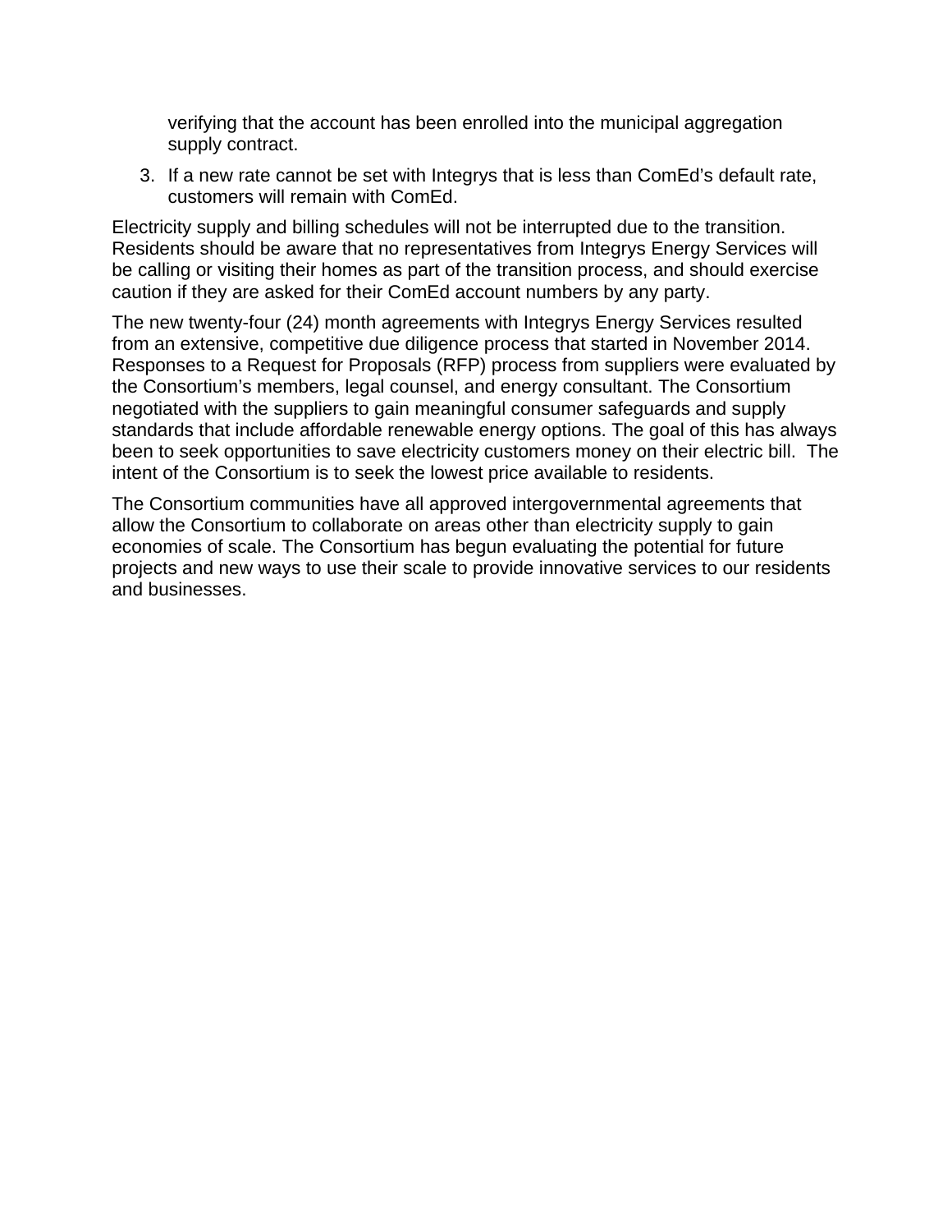verifying that the account has been enrolled into the municipal aggregation supply contract.

3. If a new rate cannot be set with Integrys that is less than ComEd's default rate, customers will remain with ComEd.

Electricity supply and billing schedules will not be interrupted due to the transition. Residents should be aware that no representatives from Integrys Energy Services will be calling or visiting their homes as part of the transition process, and should exercise caution if they are asked for their ComEd account numbers by any party.

The new twenty-four (24) month agreements with Integrys Energy Services resulted from an extensive, competitive due diligence process that started in November 2014. Responses to a Request for Proposals (RFP) process from suppliers were evaluated by the Consortium's members, legal counsel, and energy consultant. The Consortium negotiated with the suppliers to gain meaningful consumer safeguards and supply standards that include affordable renewable energy options. The goal of this has always been to seek opportunities to save electricity customers money on their electric bill. The intent of the Consortium is to seek the lowest price available to residents.

The Consortium communities have all approved intergovernmental agreements that allow the Consortium to collaborate on areas other than electricity supply to gain economies of scale. The Consortium has begun evaluating the potential for future projects and new ways to use their scale to provide innovative services to our residents and businesses.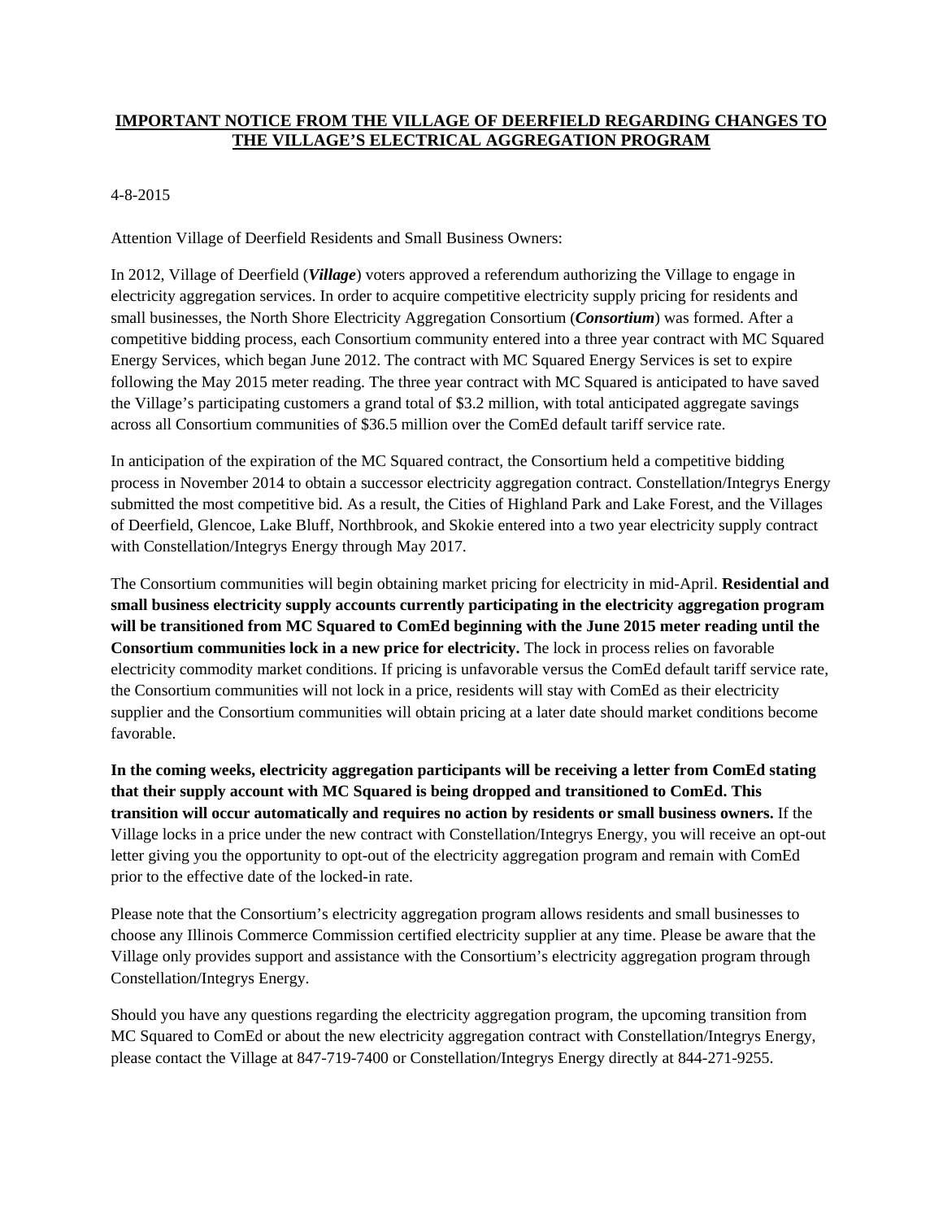**IMPORTANT NOTICE FROM THE VILLAGE OF DEERFIELD REGARDING CHANGES TO THE VILLAGE'S ELECTRICAL AGGREGATION PROGRAM**

4-8-2015

Attention Village of Deerfield Residents and Small Business Owners:

In 2012, Village of Deerfield (***Village***) voters approved a referendum authorizing the Village to engage in electricity aggregation services. In order to acquire competitive electricity supply pricing for residents and small businesses, the North Shore Electricity Aggregation Consortium (***Consortium***) was formed. After a competitive bidding process, each Consortium community entered into a three year contract with MC Squared Energy Services, which began June 2012. The contract with MC Squared Energy Services is set to expire following the May 2015 meter reading. The three year contract with MC Squared is anticipated to have saved the Village's participating customers a grand total of $3.2 million, with total anticipated aggregate savings across all Consortium communities of $36.5 million over the ComEd default tariff service rate.

In anticipation of the expiration of the MC Squared contract, the Consortium held a competitive bidding process in November 2014 to obtain a successor electricity aggregation contract. Constellation/Integrys Energy submitted the most competitive bid. As a result, the Cities of Highland Park and Lake Forest, and the Villages of Deerfield, Glencoe, Lake Bluff, Northbrook, and Skokie entered into a two year electricity supply contract with Constellation/Integrys Energy through May 2017.

The Consortium communities will begin obtaining market pricing for electricity in mid-April. **Residential and small business electricity supply accounts currently participating in the electricity aggregation program will be transitioned from MC Squared to ComEd beginning with the June 2015 meter reading until the Consortium communities lock in a new price for electricity.** The lock in process relies on favorable electricity commodity market conditions. If pricing is unfavorable versus the ComEd default tariff service rate, the Consortium communities will not lock in a price, residents will stay with ComEd as their electricity supplier and the Consortium communities will obtain pricing at a later date should market conditions become favorable.

**In the coming weeks, electricity aggregation participants will be receiving a letter from ComEd stating that their supply account with MC Squared is being dropped and transitioned to ComEd. This transition will occur automatically and requires no action by residents or small business owners.** If the Village locks in a price under the new contract with Constellation/Integrys Energy, you will receive an opt-out letter giving you the opportunity to opt-out of the electricity aggregation program and remain with ComEd prior to the effective date of the locked-in rate.

Please note that the Consortium's electricity aggregation program allows residents and small businesses to choose any Illinois Commerce Commission certified electricity supplier at any time. Please be aware that the Village only provides support and assistance with the Consortium's electricity aggregation program through Constellation/Integrys Energy.

Should you have any questions regarding the electricity aggregation program, the upcoming transition from MC Squared to ComEd or about the new electricity aggregation contract with Constellation/Integrys Energy, please contact the Village at 847-719-7400 or Constellation/Integrys Energy directly at 844-271-9255.